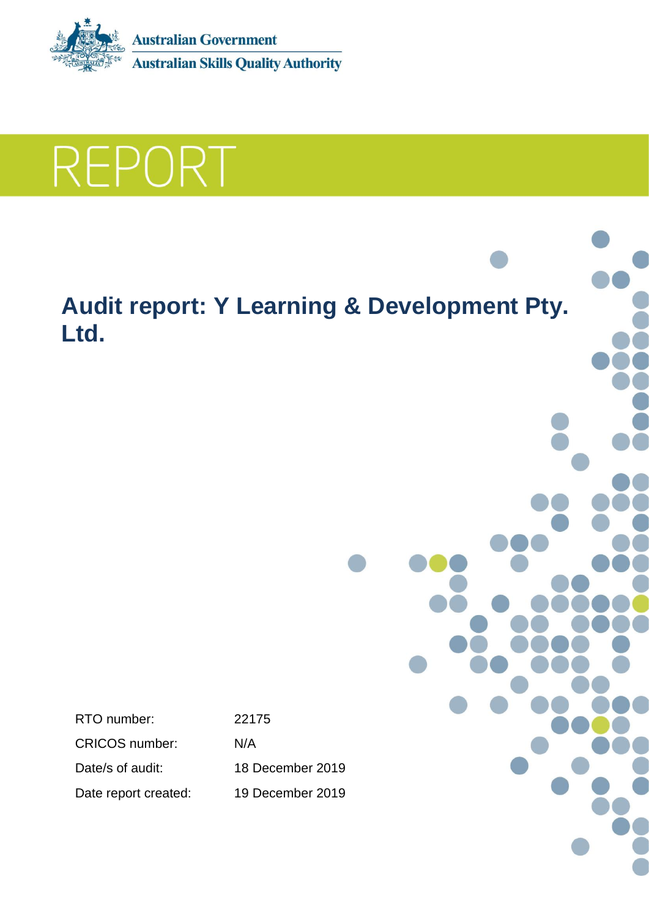Australian Government
Australian Skills Quality Authority

# REPORT

## Audit report: Y Learning & Development Pty. Ltd.

| | |
|---|---|
| RTO number: | 22175 |
| CRICOS number: | N/A |
| Date/s of audit: | 18 December 2019 |
| Date report created: | 19 December 2019 |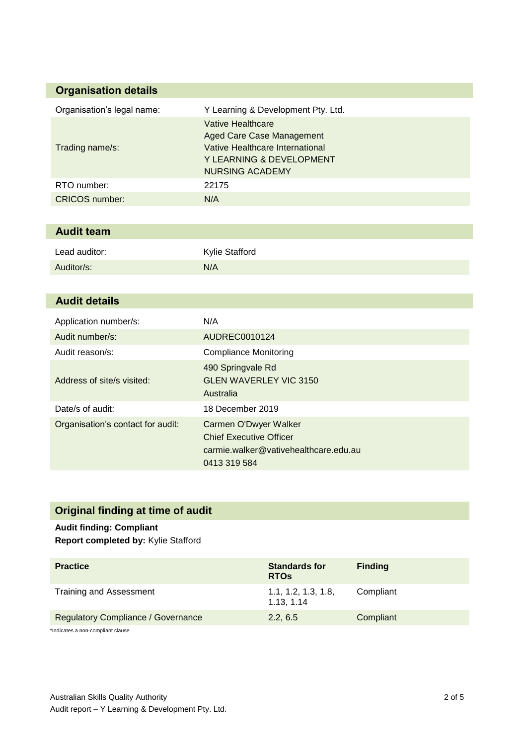## Organisation details

| | |
|---|---|
| Organisation's legal name: | Y Learning & Development Pty. Ltd. |
| Trading name/s: | Vative Healthcare<br>Aged Care Case Management<br>Vative Healthcare International<br>Y LEARNING & DEVELOPMENT<br>NURSING ACADEMY |
| RTO number: | 22175 |
| CRICOS number: | N/A |

## Audit team

| | |
|---|---|
| Lead auditor: | Kylie Stafford |
| Auditor/s: | N/A |

## Audit details

| | |
|---|---|
| Application number/s: | N/A |
| Audit number/s: | AUDREC0010124 |
| Audit reason/s: | Compliance Monitoring |
| Address of site/s visited: | 490 Springvale Rd<br>GLEN WAVERLEY VIC 3150<br>Australia |
| Date/s of audit: | 18 December 2019 |
| Organisation's contact for audit: | Carmen O'Dwyer Walker<br>Chief Executive Officer<br>carmie.walker@vativehealthcare.edu.au<br>0413 319 584 |

## Original finding at time of audit

**Audit finding: Compliant**
**Report completed by:** Kylie Stafford

| Practice | Standards for RTOs | Finding |
|---|---|---|
| Training and Assessment | 1.1, 1.2, 1.3, 1.8, 1.13, 1.14 | Compliant |
| Regulatory Compliance / Governance | 2.2, 6.5 | Compliant |

*Indicates a non-compliant clause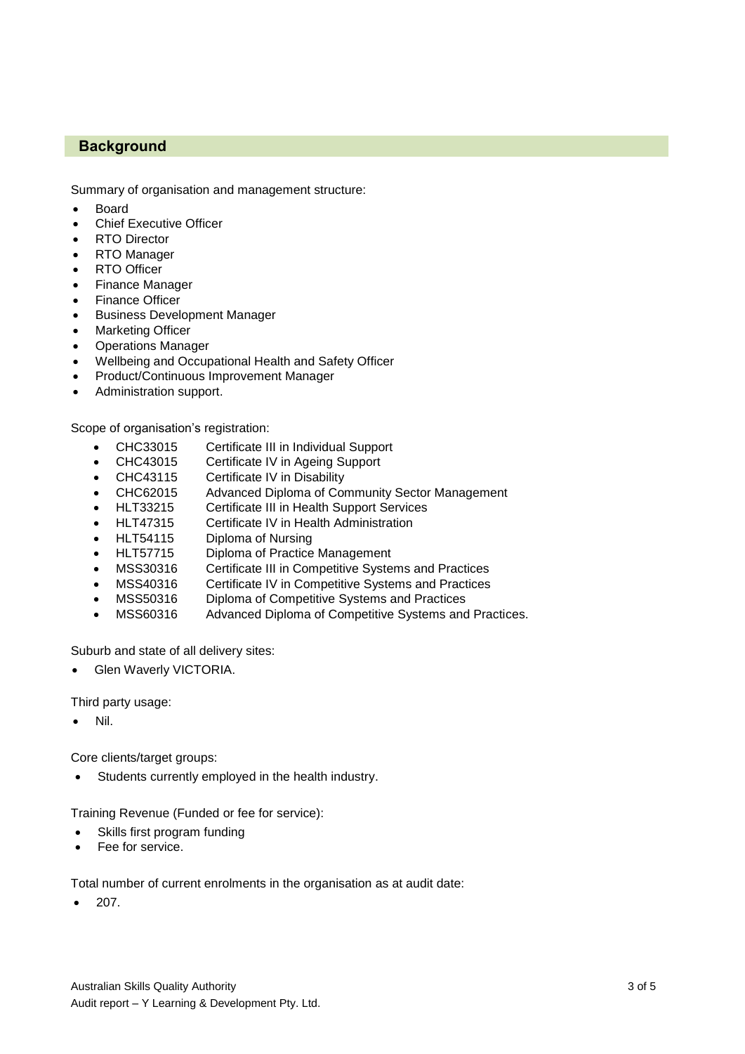## Background

Summary of organisation and management structure:

- Board
- Chief Executive Officer
- RTO Director
- RTO Manager
- RTO Officer
- Finance Manager
- Finance Officer
- Business Development Manager
- Marketing Officer
- Operations Manager
- Wellbeing and Occupational Health and Safety Officer
- Product/Continuous Improvement Manager
- Administration support.

Scope of organisation's registration:

- CHC33015 Certificate III in Individual Support
- CHC43015 Certificate IV in Ageing Support
- CHC43115 Certificate IV in Disability
- CHC62015 Advanced Diploma of Community Sector Management
- HLT33215 Certificate III in Health Support Services
- HLT47315 Certificate IV in Health Administration
- HLT54115 Diploma of Nursing
- HLT57715 Diploma of Practice Management
- MSS30316 Certificate III in Competitive Systems and Practices
- MSS40316 Certificate IV in Competitive Systems and Practices
- MSS50316 Diploma of Competitive Systems and Practices
- MSS60316 Advanced Diploma of Competitive Systems and Practices.

Suburb and state of all delivery sites:

- Glen Waverly VICTORIA.

Third party usage:

- Nil.

Core clients/target groups:

- Students currently employed in the health industry.

Training Revenue (Funded or fee for service):

- Skills first program funding
- Fee for service.

Total number of current enrolments in the organisation as at audit date:

- 207.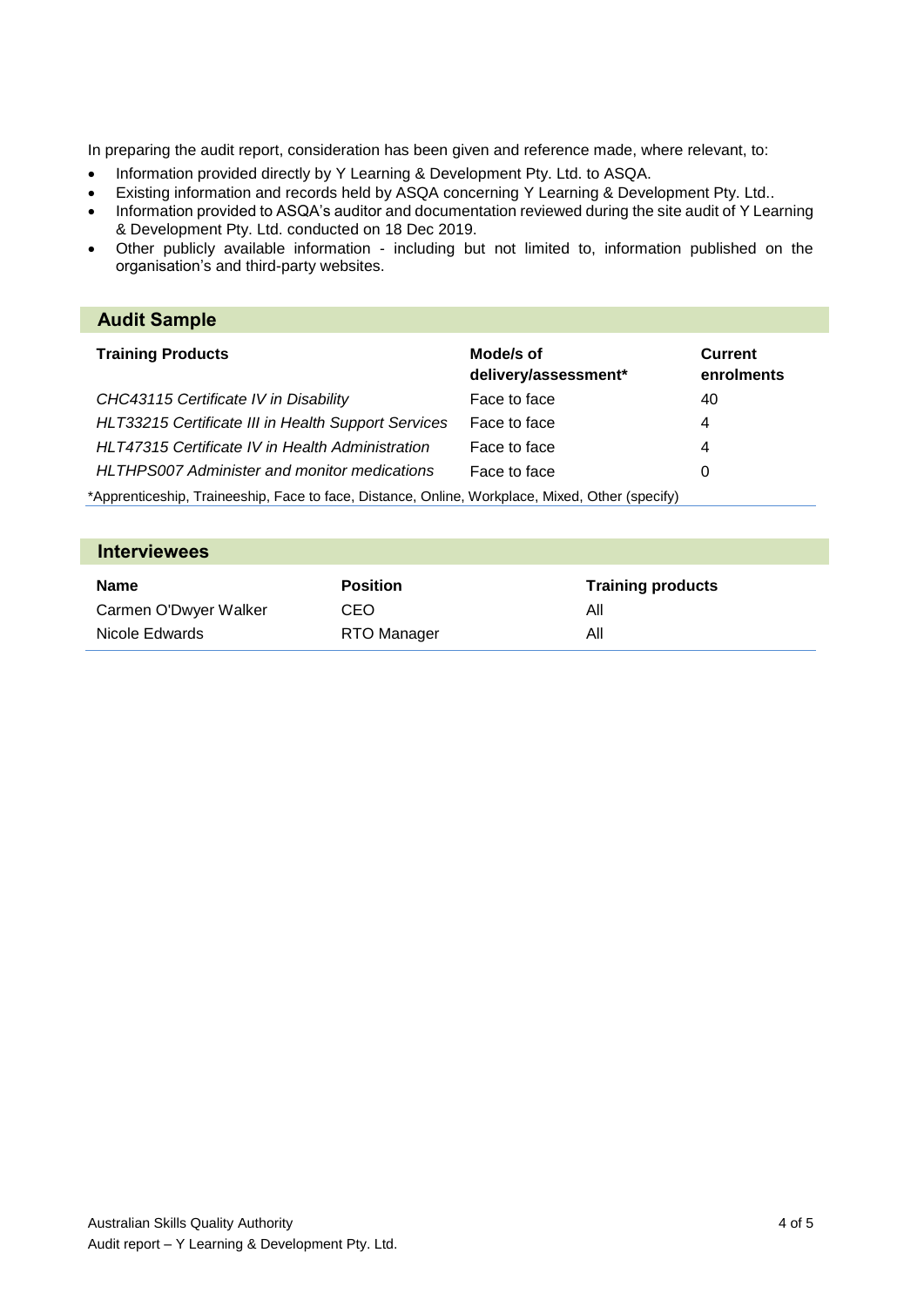In preparing the audit report, consideration has been given and reference made, where relevant, to:

- Information provided directly by Y Learning & Development Pty. Ltd. to ASQA.
- Existing information and records held by ASQA concerning Y Learning & Development Pty. Ltd..
- Information provided to ASQA's auditor and documentation reviewed during the site audit of Y Learning & Development Pty. Ltd. conducted on 18 Dec 2019.
- Other publicly available information - including but not limited to, information published on the organisation's and third-party websites.

## Audit Sample

| Training Products | Mode/s of delivery/assessment* | Current enrolments |
|---|---|---|
| *CHC43115 Certificate IV in Disability* | Face to face | 40 |
| *HLT33215 Certificate III in Health Support Services* | Face to face | 4 |
| *HLT47315 Certificate IV in Health Administration* | Face to face | 4 |
| *HLTHPS007 Administer and monitor medications* | Face to face | 0 |

*Apprenticeship, Traineeship, Face to face, Distance, Online, Workplace, Mixed, Other (specify)

## Interviewees

| Name | Position | Training products |
|---|---|---|
| Carmen O'Dwyer Walker | CEO | All |
| Nicole Edwards | RTO Manager | All |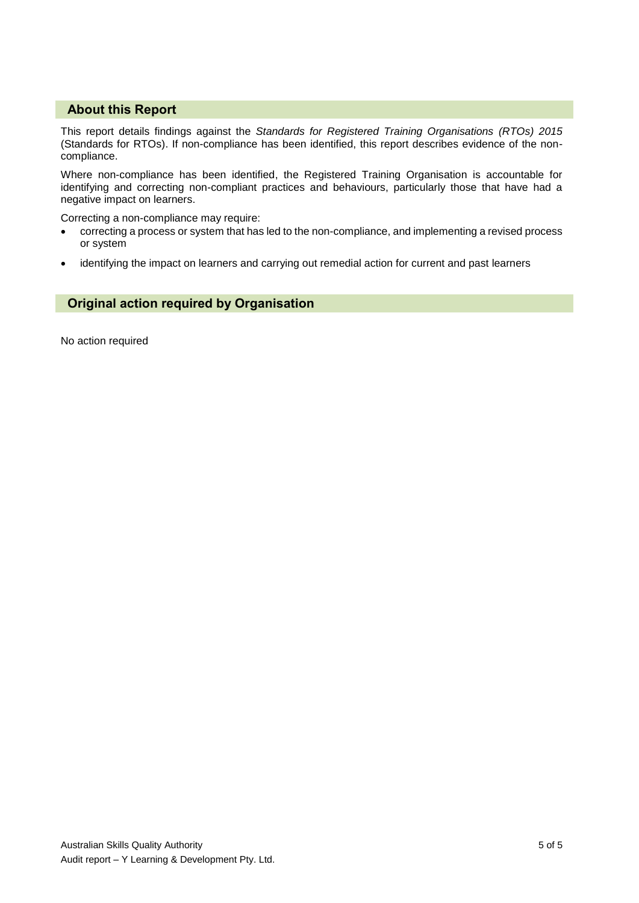## About this Report

This report details findings against the *Standards for Registered Training Organisations (RTOs) 2015* (Standards for RTOs). If non-compliance has been identified, this report describes evidence of the non-compliance.

Where non-compliance has been identified, the Registered Training Organisation is accountable for identifying and correcting non-compliant practices and behaviours, particularly those that have had a negative impact on learners.

Correcting a non-compliance may require:

- correcting a process or system that has led to the non-compliance, and implementing a revised process or system
- identifying the impact on learners and carrying out remedial action for current and past learners

## Original action required by Organisation

No action required